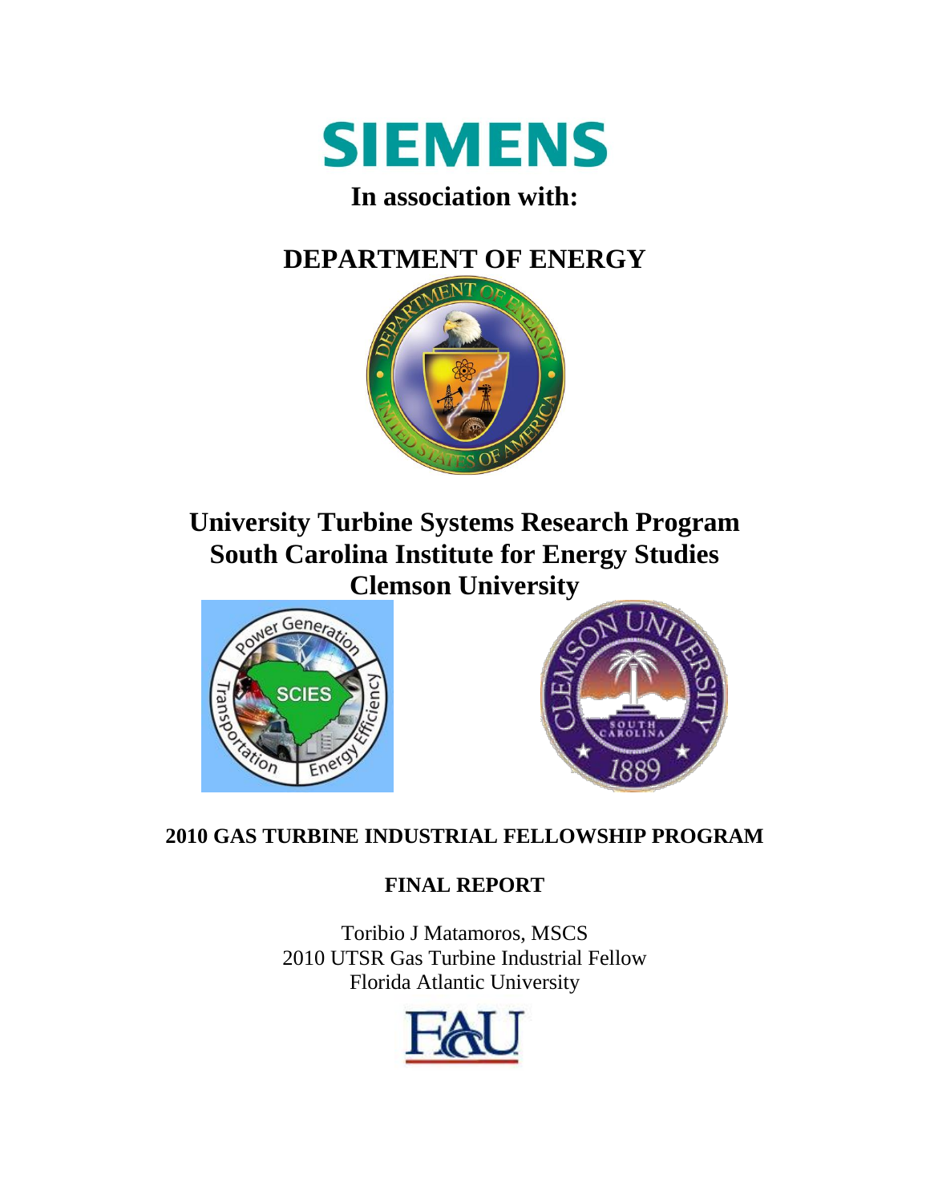SIEMENS

**In association with:**

# DEPARTMENT OF ENERGY

## University Turbine Systems Research Program
## South Carolina Institute for Energy Studies
## Clemson University

**2010 GAS TURBINE INDUSTRIAL FELLOWSHIP PROGRAM**

**FINAL REPORT**

Toribio J Matamoros, MSCS
2010 UTSR Gas Turbine Industrial Fellow
Florida Atlantic University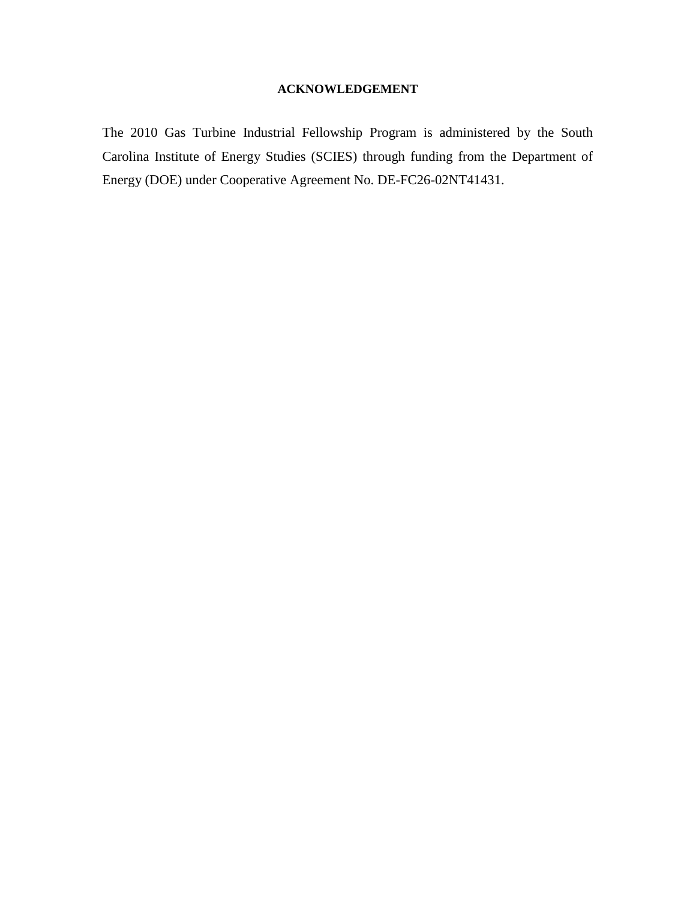## ACKNOWLEDGEMENT

The 2010 Gas Turbine Industrial Fellowship Program is administered by the South Carolina Institute of Energy Studies (SCIES) through funding from the Department of Energy (DOE) under Cooperative Agreement No. DE-FC26-02NT41431.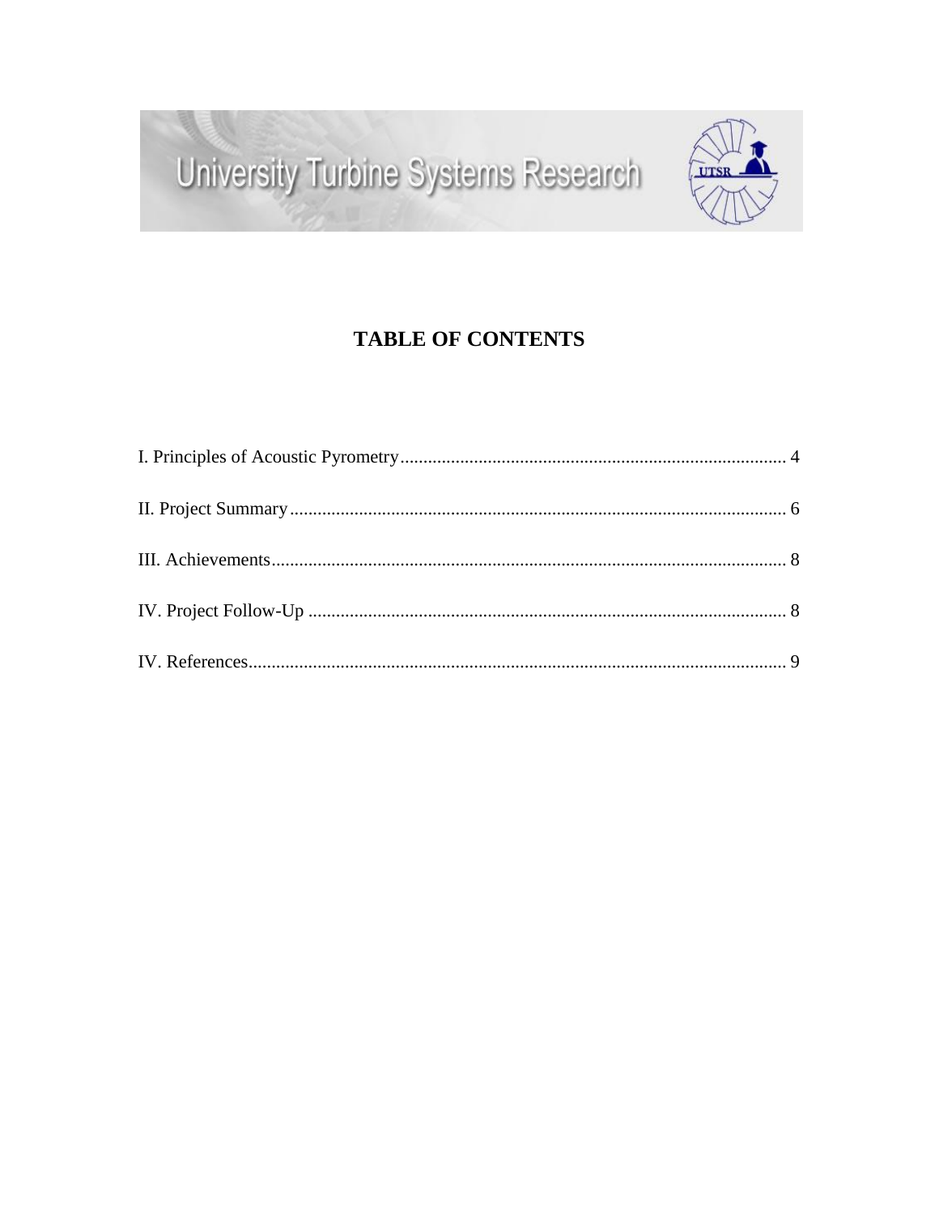# TABLE OF CONTENTS

I. Principles of Acoustic Pyrometry.................................................................................... 4

II. Project Summary............................................................................................................ 6

III. Achievements................................................................................................................ 8

IV. Project Follow-Up ........................................................................................................ 8

IV. References..................................................................................................................... 9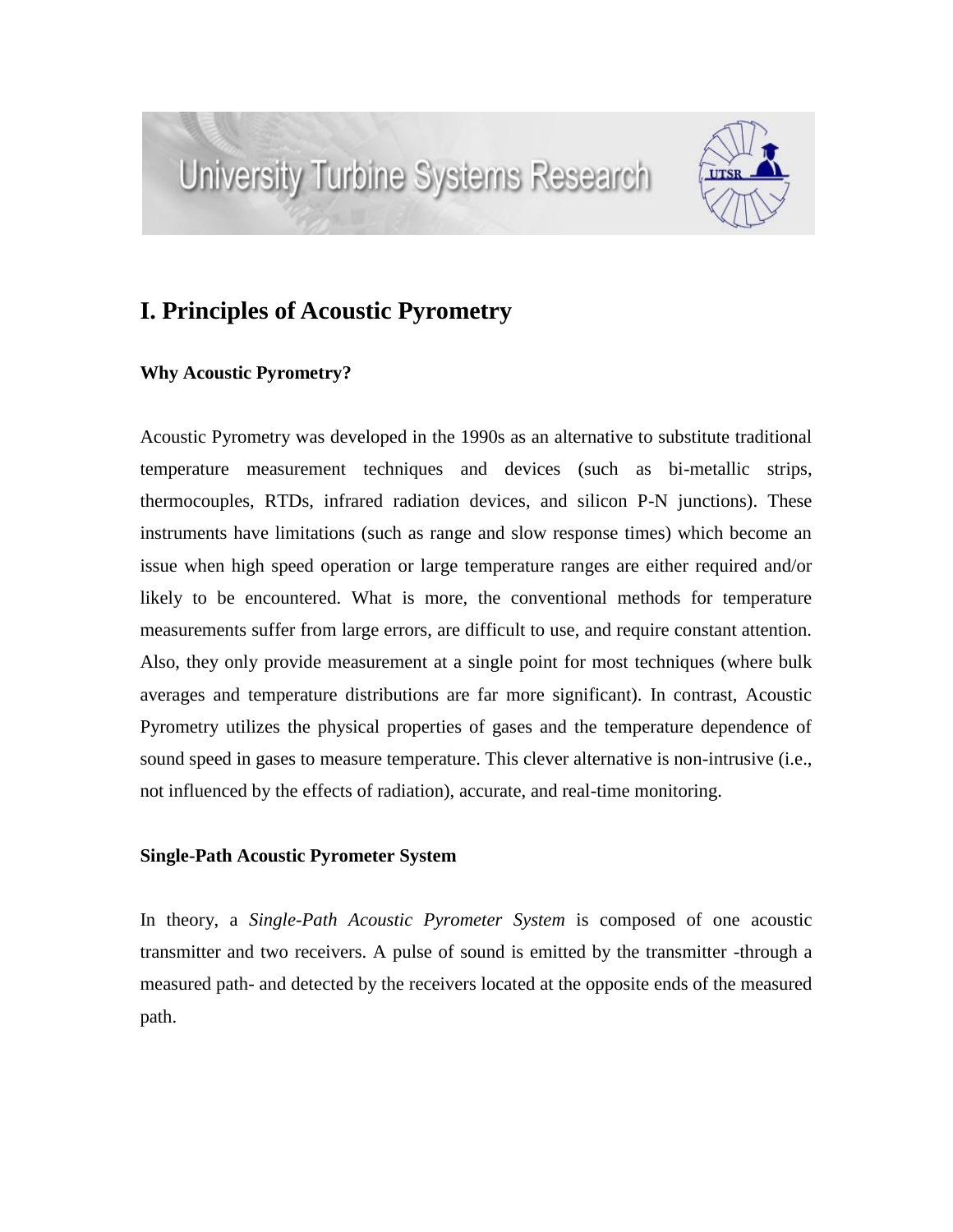# I. Principles of Acoustic Pyrometry

### Why Acoustic Pyrometry?

Acoustic Pyrometry was developed in the 1990s as an alternative to substitute traditional temperature measurement techniques and devices (such as bi-metallic strips, thermocouples, RTDs, infrared radiation devices, and silicon P-N junctions). These instruments have limitations (such as range and slow response times) which become an issue when high speed operation or large temperature ranges are either required and/or likely to be encountered. What is more, the conventional methods for temperature measurements suffer from large errors, are difficult to use, and require constant attention. Also, they only provide measurement at a single point for most techniques (where bulk averages and temperature distributions are far more significant). In contrast, Acoustic Pyrometry utilizes the physical properties of gases and the temperature dependence of sound speed in gases to measure temperature. This clever alternative is non-intrusive (i.e., not influenced by the effects of radiation), accurate, and real-time monitoring.

### Single-Path Acoustic Pyrometer System

In theory, a *Single-Path Acoustic Pyrometer System* is composed of one acoustic transmitter and two receivers. A pulse of sound is emitted by the transmitter -through a measured path- and detected by the receivers located at the opposite ends of the measured path.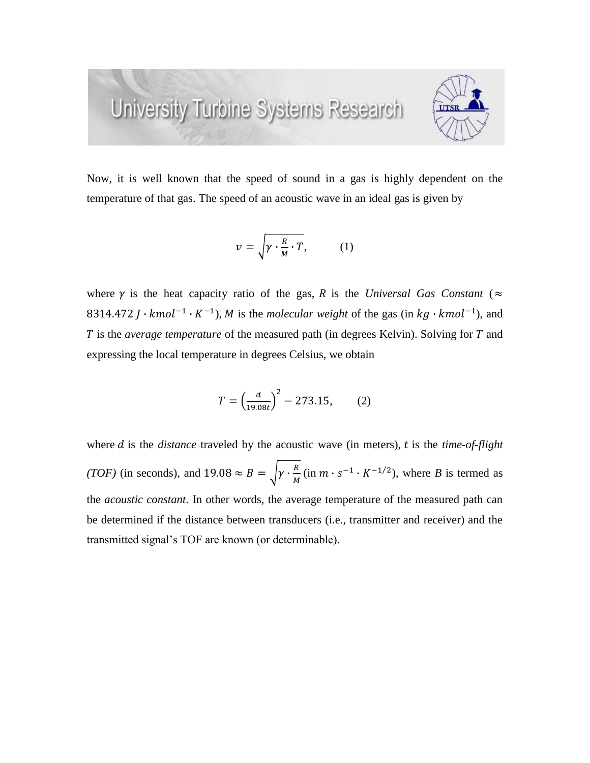Now, it is well known that the speed of sound in a gas is highly dependent on the temperature of that gas. The speed of an acoustic wave in an ideal gas is given by

$$v = \sqrt{\gamma \cdot \frac{R}{M} \cdot T}, \qquad (1)$$

where $\gamma$ is the heat capacity ratio of the gas, *R* is the *Universal Gas Constant* ($\approx 8314.472\ J \cdot kmol^{-1} \cdot K^{-1}$), *M* is the *molecular weight* of the gas (in $kg \cdot kmol^{-1}$), and $T$ is the *average temperature* of the measured path (in degrees Kelvin). Solving for $T$ and expressing the local temperature in degrees Celsius, we obtain

$$T = \left(\frac{d}{19.08t}\right)^2 - 273.15, \qquad (2)$$

where $d$ is the *distance* traveled by the acoustic wave (in meters), *t* is the *time-of-flight (TOF)* (in seconds), and $19.08 \approx B = \sqrt{\gamma \cdot \frac{R}{M}}$ (in $m \cdot s^{-1} \cdot K^{-1/2}$), where *B* is termed as the *acoustic constant*. In other words, the average temperature of the measured path can be determined if the distance between transducers (i.e., transmitter and receiver) and the transmitted signal's TOF are known (or determinable).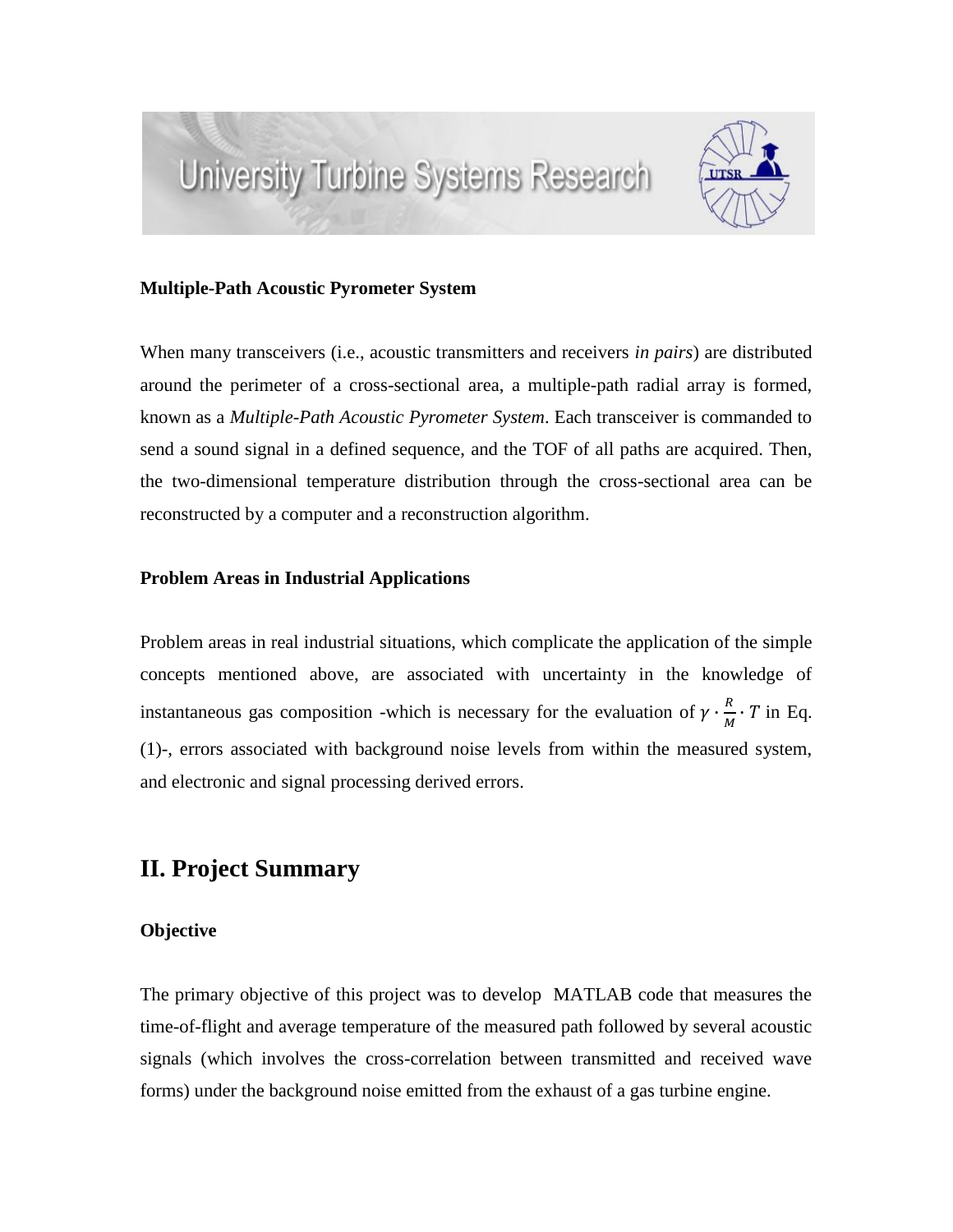**Multiple-Path Acoustic Pyrometer System**

When many transceivers (i.e., acoustic transmitters and receivers *in pairs*) are distributed around the perimeter of a cross-sectional area, a multiple-path radial array is formed, known as a *Multiple-Path Acoustic Pyrometer System*. Each transceiver is commanded to send a sound signal in a defined sequence, and the TOF of all paths are acquired. Then, the two-dimensional temperature distribution through the cross-sectional area can be reconstructed by a computer and a reconstruction algorithm.

**Problem Areas in Industrial Applications**

Problem areas in real industrial situations, which complicate the application of the simple concepts mentioned above, are associated with uncertainty in the knowledge of instantaneous gas composition -which is necessary for the evaluation of $\gamma \cdot \frac{R}{M} \cdot T$ in Eq. (1)-, errors associated with background noise levels from within the measured system, and electronic and signal processing derived errors.

## II. Project Summary

**Objective**

The primary objective of this project was to develop MATLAB code that measures the time-of-flight and average temperature of the measured path followed by several acoustic signals (which involves the cross-correlation between transmitted and received wave forms) under the background noise emitted from the exhaust of a gas turbine engine.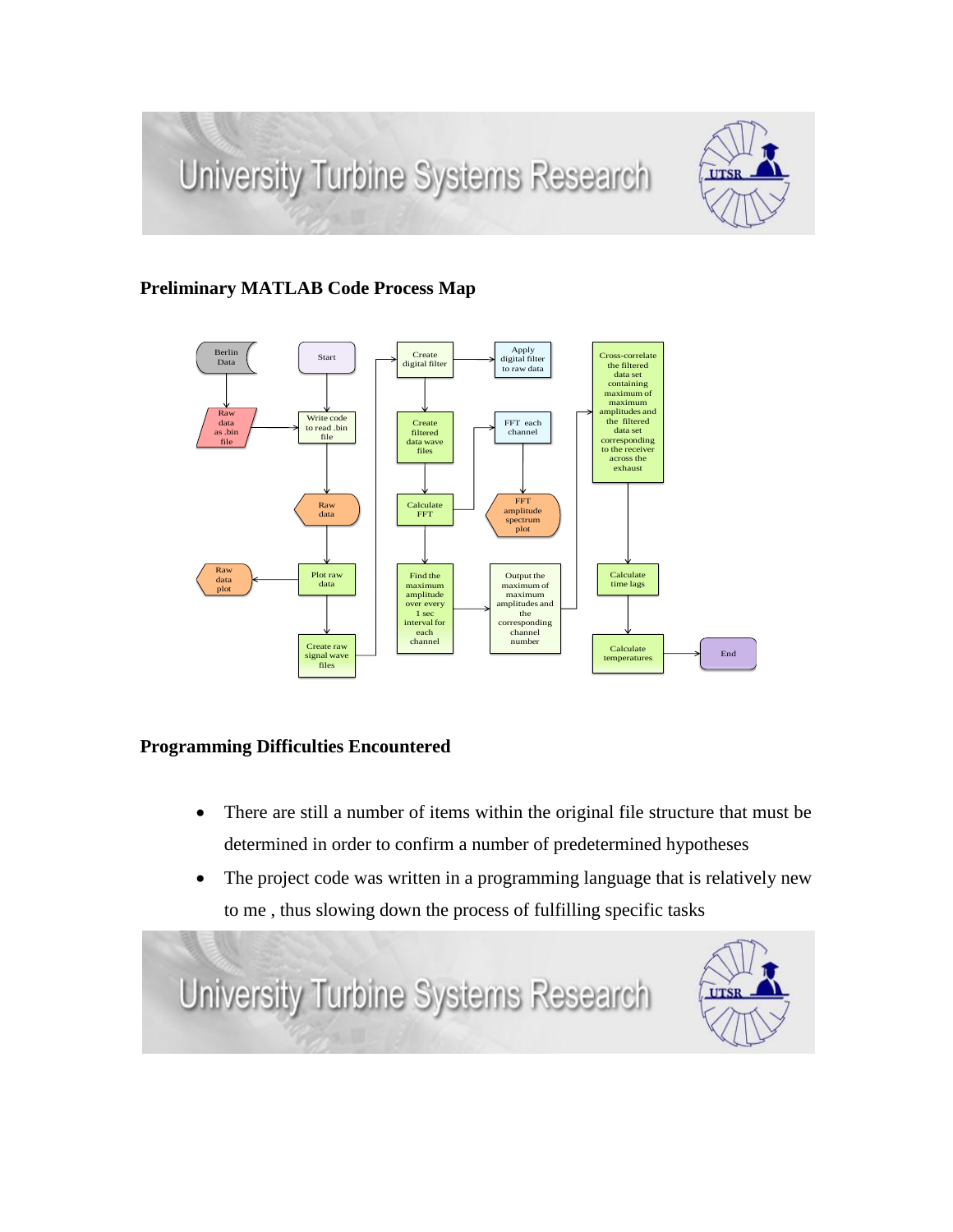## Preliminary MATLAB Code Process Map

## Programming Difficulties Encountered

- There are still a number of items within the original file structure that must be determined in order to confirm a number of predetermined hypotheses
- The project code was written in a programming language that is relatively new to me , thus slowing down the process of fulfilling specific tasks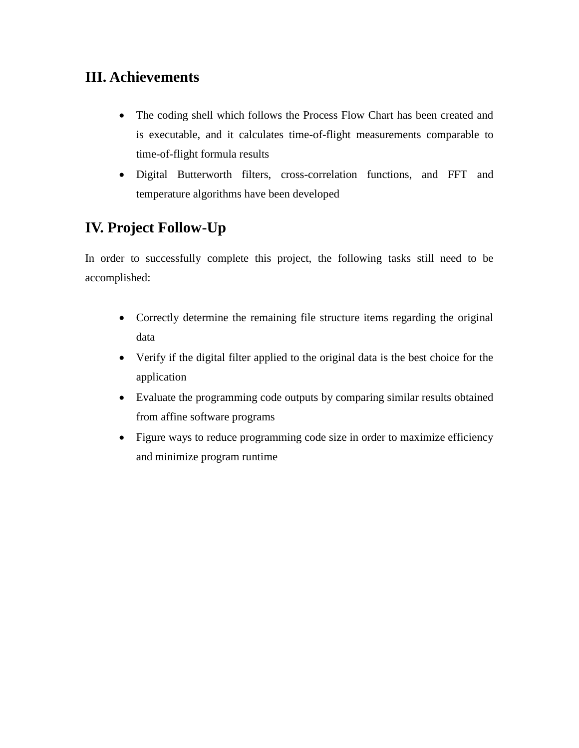## III. Achievements

- The coding shell which follows the Process Flow Chart has been created and is executable, and it calculates time-of-flight measurements comparable to time-of-flight formula results
- Digital Butterworth filters, cross-correlation functions, and FFT and temperature algorithms have been developed

## IV. Project Follow-Up

In order to successfully complete this project, the following tasks still need to be accomplished:

- Correctly determine the remaining file structure items regarding the original data
- Verify if the digital filter applied to the original data is the best choice for the application
- Evaluate the programming code outputs by comparing similar results obtained from affine software programs
- Figure ways to reduce programming code size in order to maximize efficiency and minimize program runtime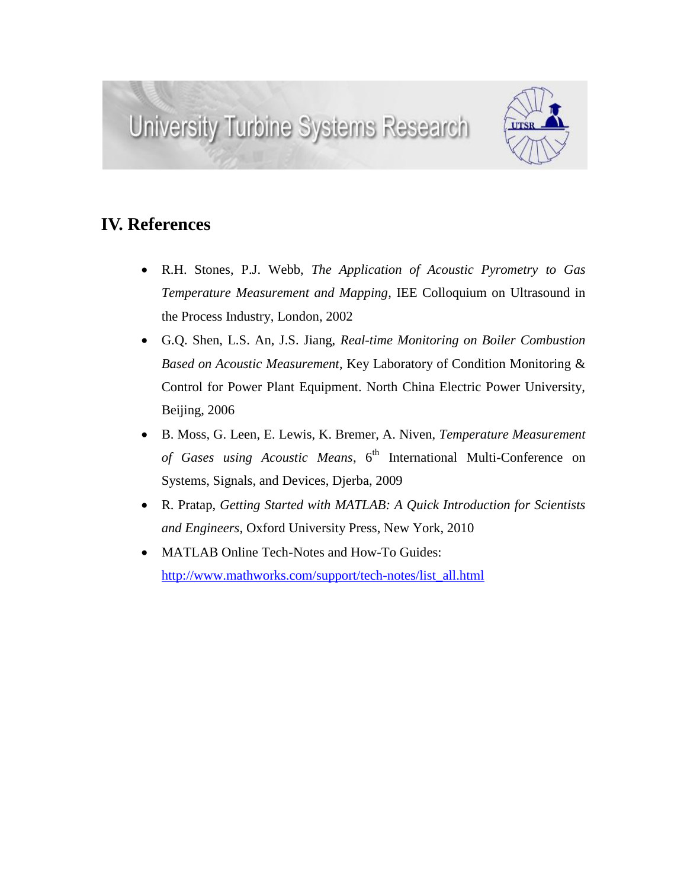## IV. References

- R.H. Stones, P.J. Webb, *The Application of Acoustic Pyrometry to Gas Temperature Measurement and Mapping*, IEE Colloquium on Ultrasound in the Process Industry, London, 2002
- G.Q. Shen, L.S. An, J.S. Jiang, *Real-time Monitoring on Boiler Combustion Based on Acoustic Measurement*, Key Laboratory of Condition Monitoring & Control for Power Plant Equipment. North China Electric Power University, Beijing, 2006
- B. Moss, G. Leen, E. Lewis, K. Bremer, A. Niven, *Temperature Measurement of Gases using Acoustic Means*, 6th International Multi-Conference on Systems, Signals, and Devices, Djerba, 2009
- R. Pratap, *Getting Started with MATLAB: A Quick Introduction for Scientists and Engineers*, Oxford University Press, New York, 2010
- MATLAB Online Tech-Notes and How-To Guides: [http://www.mathworks.com/support/tech-notes/list_all.html](http://www.mathworks.com/support/tech-notes/list_all.html)